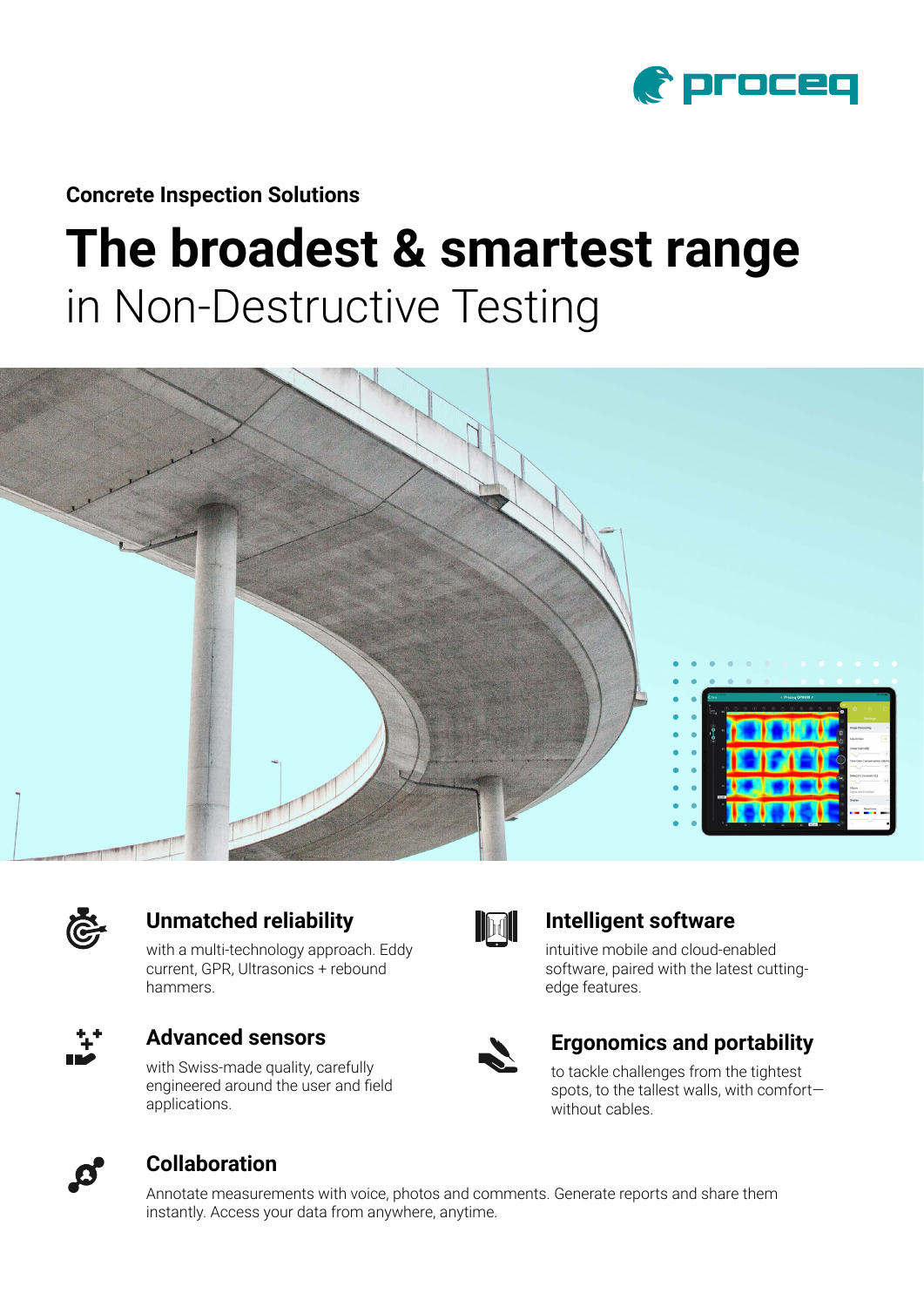Concrete Inspection Solutions

# The broadest & smartest range

in Non-Destructive Testing

### Unmatched reliability

with a multi-technology approach. Eddy current, GPR, Ultrasonics + rebound hammers.

### Intelligent software

intuitive mobile and cloud-enabled software, paired with the latest cutting-edge features.

### Advanced sensors

with Swiss-made quality, carefully engineered around the user and field applications.

### Ergonomics and portability

to tackle challenges from the tightest spots, to the tallest walls, with comfort—without cables.

### Collaboration

Annotate measurements with voice, photos and comments. Generate reports and share them instantly. Access your data from anywhere, anytime.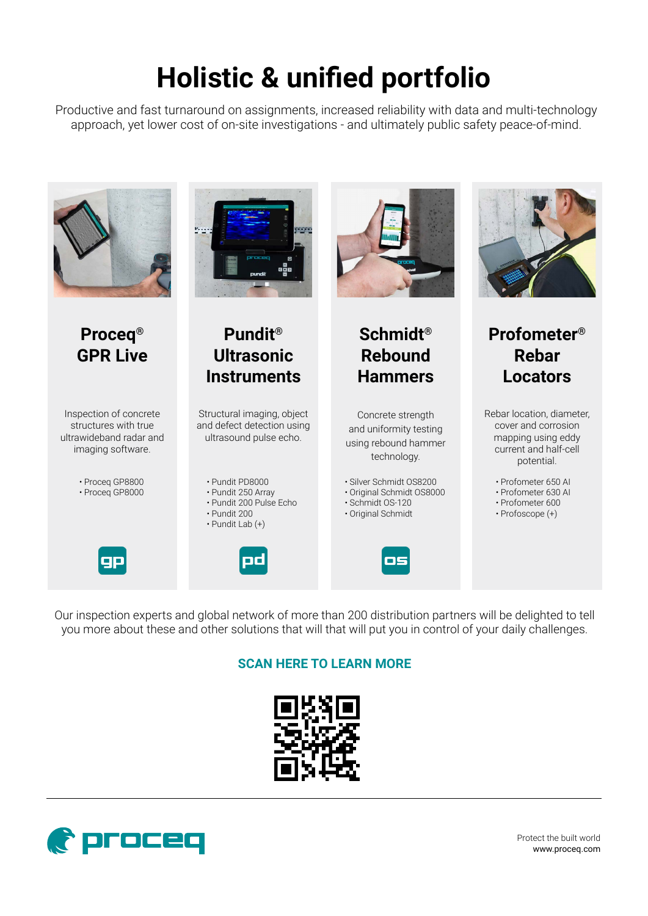# Holistic & unified portfolio

Productive and fast turnaround on assignments, increased reliability with data and multi-technology approach, yet lower cost of on-site investigations - and ultimately public safety peace-of-mind.

## Proceq® GPR Live

Inspection of concrete structures with true ultrawideband radar and imaging software.

- Proceq GP8800
- Proceq GP8000

gp

## Pundit® Ultrasonic Instruments

Structural imaging, object and defect detection using ultrasound pulse echo.

- Pundit PD8000
- Pundit 250 Array
- Pundit 200 Pulse Echo
- Pundit 200
- Pundit Lab (+)

pd

## Schmidt® Rebound Hammers

Concrete strength and uniformity testing using rebound hammer technology.

- Silver Schmidt OS8200
- Original Schmidt OS8000
- Schmidt OS-120
- Original Schmidt

os

## Profometer® Rebar Locators

Rebar location, diameter, cover and corrosion mapping using eddy current and half-cell potential.

- Profometer 650 AI
- Profometer 630 AI
- Profometer 600
- Profoscope (+)

Our inspection experts and global network of more than 200 distribution partners will be delighted to tell you more about these and other solutions that will that will put you in control of your daily challenges.

**SCAN HERE TO LEARN MORE**

proceq

Protect the built world
www.proceq.com